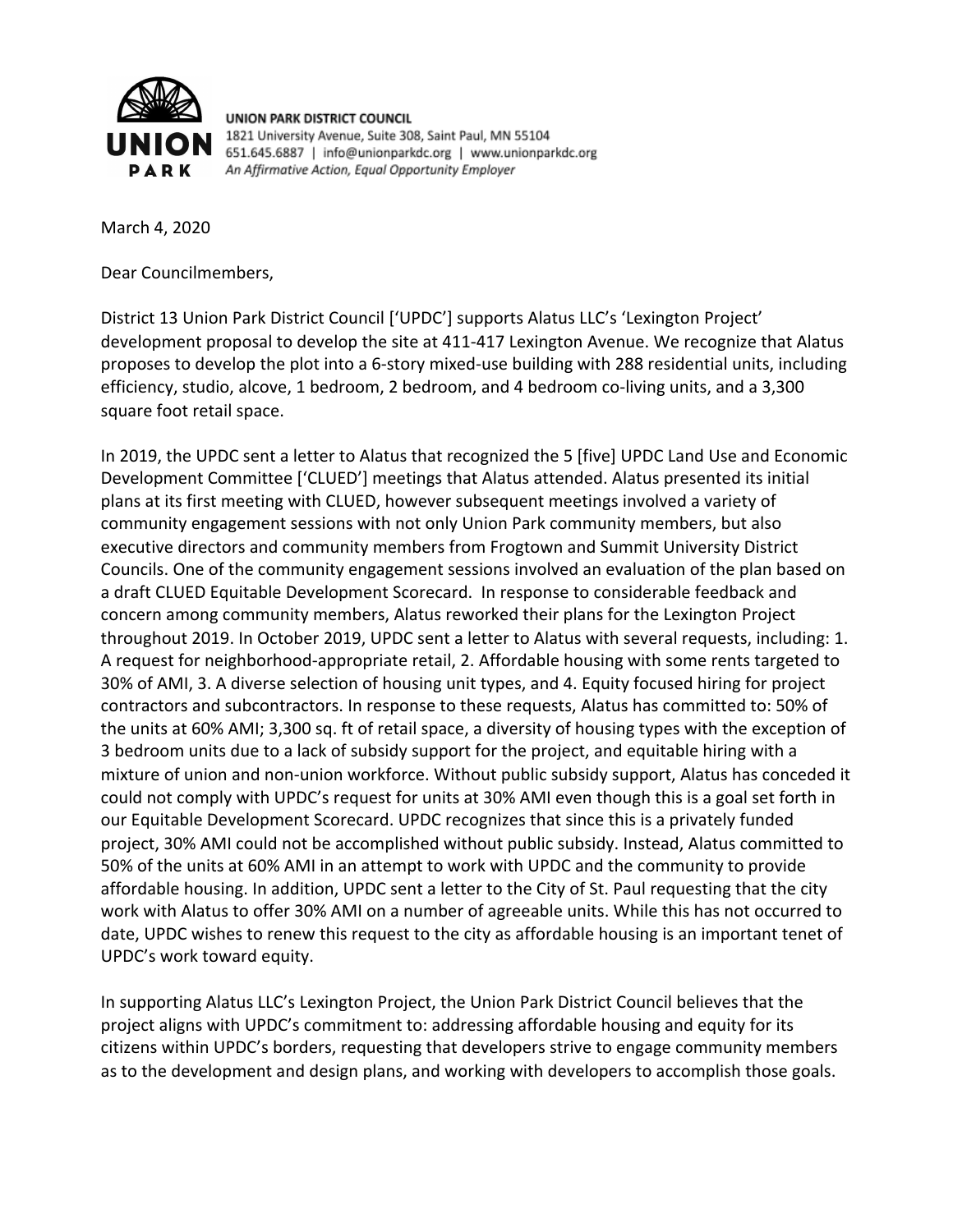**UNION PARK DISTRICT COUNCIL**
1821 University Avenue, Suite 308, Saint Paul, MN 55104
651.645.6887 | info@unionparkdc.org | www.unionparkdc.org
*An Affirmative Action, Equal Opportunity Employer*

March 4, 2020

Dear Councilmembers,

District 13 Union Park District Council ['UPDC'] supports Alatus LLC's 'Lexington Project' development proposal to develop the site at 411-417 Lexington Avenue. We recognize that Alatus proposes to develop the plot into a 6-story mixed-use building with 288 residential units, including efficiency, studio, alcove, 1 bedroom, 2 bedroom, and 4 bedroom co-living units, and a 3,300 square foot retail space.

In 2019, the UPDC sent a letter to Alatus that recognized the 5 [five] UPDC Land Use and Economic Development Committee ['CLUED'] meetings that Alatus attended. Alatus presented its initial plans at its first meeting with CLUED, however subsequent meetings involved a variety of community engagement sessions with not only Union Park community members, but also executive directors and community members from Frogtown and Summit University District Councils. One of the community engagement sessions involved an evaluation of the plan based on a draft CLUED Equitable Development Scorecard. In response to considerable feedback and concern among community members, Alatus reworked their plans for the Lexington Project throughout 2019. In October 2019, UPDC sent a letter to Alatus with several requests, including: 1. A request for neighborhood-appropriate retail, 2. Affordable housing with some rents targeted to 30% of AMI, 3. A diverse selection of housing unit types, and 4. Equity focused hiring for project contractors and subcontractors. In response to these requests, Alatus has committed to: 50% of the units at 60% AMI; 3,300 sq. ft of retail space, a diversity of housing types with the exception of 3 bedroom units due to a lack of subsidy support for the project, and equitable hiring with a mixture of union and non-union workforce. Without public subsidy support, Alatus has conceded it could not comply with UPDC's request for units at 30% AMI even though this is a goal set forth in our Equitable Development Scorecard. UPDC recognizes that since this is a privately funded project, 30% AMI could not be accomplished without public subsidy. Instead, Alatus committed to 50% of the units at 60% AMI in an attempt to work with UPDC and the community to provide affordable housing. In addition, UPDC sent a letter to the City of St. Paul requesting that the city work with Alatus to offer 30% AMI on a number of agreeable units. While this has not occurred to date, UPDC wishes to renew this request to the city as affordable housing is an important tenet of UPDC's work toward equity.

In supporting Alatus LLC's Lexington Project, the Union Park District Council believes that the project aligns with UPDC's commitment to: addressing affordable housing and equity for its citizens within UPDC's borders, requesting that developers strive to engage community members as to the development and design plans, and working with developers to accomplish those goals.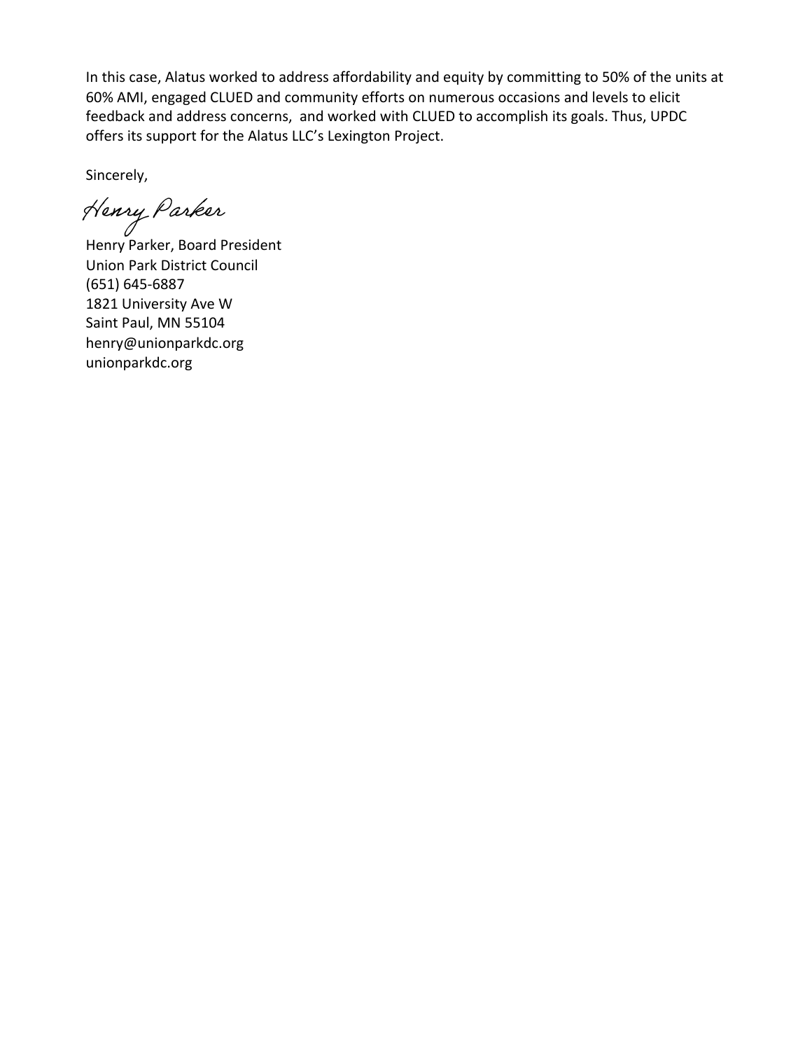In this case, Alatus worked to address affordability and equity by committing to 50% of the units at 60% AMI, engaged CLUED and community efforts on numerous occasions and levels to elicit feedback and address concerns, and worked with CLUED to accomplish its goals. Thus, UPDC offers its support for the Alatus LLC's Lexington Project.

Sincerely,

*Henry Parker*

Henry Parker, Board President
Union Park District Council
(651) 645-6887
1821 University Ave W
Saint Paul, MN 55104
henry@unionparkdc.org
unionparkdc.org